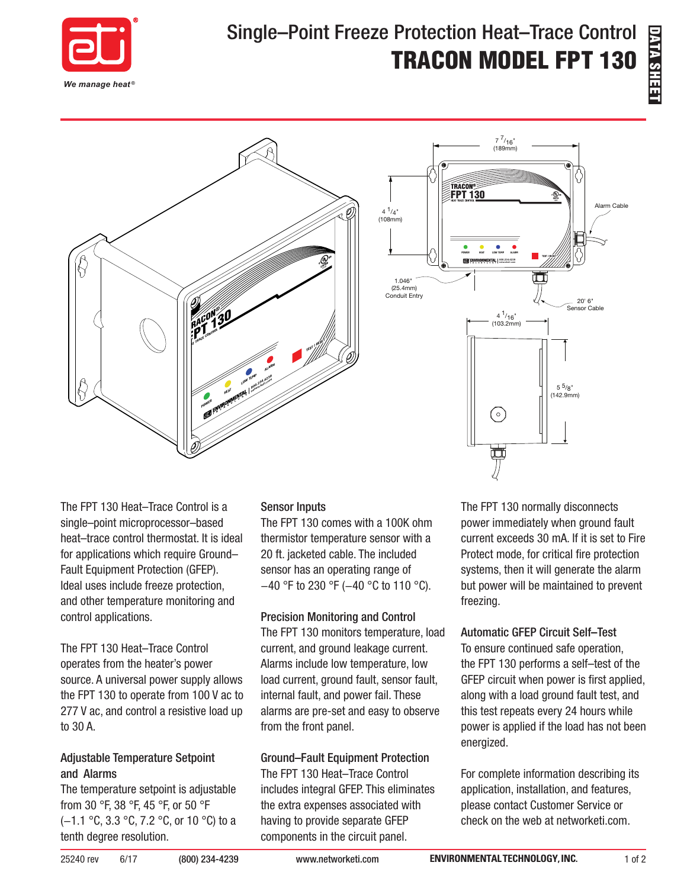# Single–Point Freeze Protection Heat–Trace Control

# TRACON MODEL FPT 130

DATA SHEET

The FPT 130 Heat–Trace Control is a single–point microprocessor–based heat–trace control thermostat. It is ideal for applications which require Ground–Fault Equipment Protection (GFEP). Ideal uses include freeze protection, and other temperature monitoring and control applications.

The FPT 130 Heat–Trace Control operates from the heater's power source. A universal power supply allows the FPT 130 to operate from 100 V ac to 277 V ac, and control a resistive load up to 30 A.

### Adjustable Temperature Setpoint and Alarms

The temperature setpoint is adjustable from 30 °F, 38 °F, 45 °F, or 50 °F (–1.1 °C, 3.3 °C, 7.2 °C, or 10 °C) to a tenth degree resolution.

### Sensor Inputs

The FPT 130 comes with a 100K ohm thermistor temperature sensor with a 20 ft. jacketed cable. The included sensor has an operating range of –40 °F to 230 °F (–40 °C to 110 °C).

### Precision Monitoring and Control

The FPT 130 monitors temperature, load current, and ground leakage current. Alarms include low temperature, low load current, ground fault, sensor fault, internal fault, and power fail. These alarms are pre-set and easy to observe from the front panel.

### Ground–Fault Equipment Protection

The FPT 130 Heat–Trace Control includes integral GFEP. This eliminates the extra expenses associated with having to provide separate GFEP components in the circuit panel.

The FPT 130 normally disconnects power immediately when ground fault current exceeds 30 mA. If it is set to Fire Protect mode, for critical fire protection systems, then it will generate the alarm but power will be maintained to prevent freezing.

### Automatic GFEP Circuit Self–Test

To ensure continued safe operation, the FPT 130 performs a self–test of the GFEP circuit when power is first applied, along with a load ground fault test, and this test repeats every 24 hours while power is applied if the load has not been energized.

For complete information describing its application, installation, and features, please contact Customer Service or check on the web at networketi.com.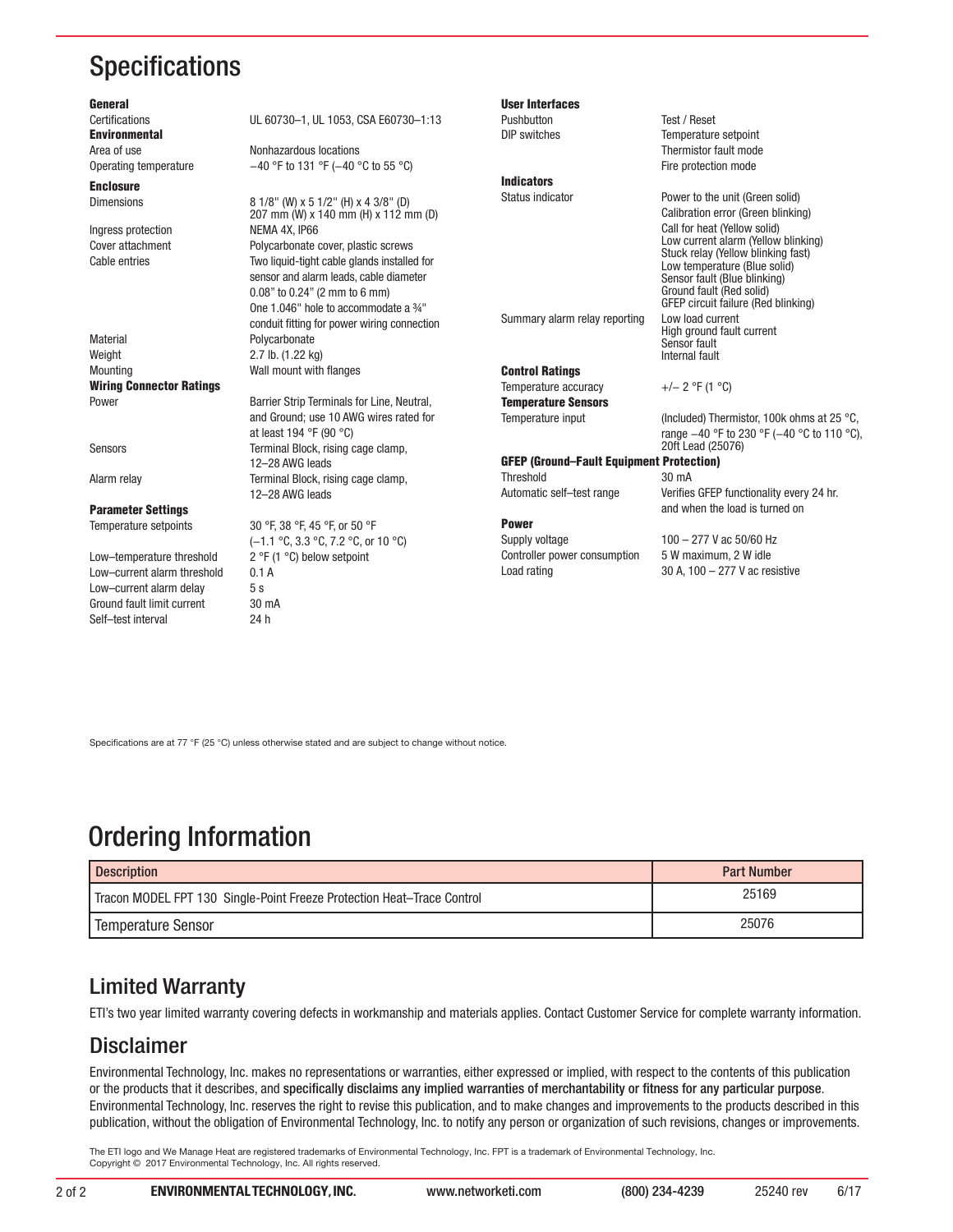# Specifications

| | |
|---|---|
| **General** | |
| Certifications | UL 60730–1, UL 1053, CSA E60730–1:13 |
| **Environmental** | |
| Area of use | Nonhazardous locations |
| Operating temperature | −40 °F to 131 °F (−40 °C to 55 °C) |
| **Enclosure** | |
| Dimensions | 8 1/8" (W) x 5 1/2" (H) x 4 3/8" (D) 207 mm (W) x 140 mm (H) x 112 mm (D) |
| Ingress protection | NEMA 4X, IP66 |
| Cover attachment | Polycarbonate cover, plastic screws |
| Cable entries | Two liquid-tight cable glands installed for sensor and alarm leads, cable diameter 0.08" to 0.24" (2 mm to 6 mm) One 1.046" hole to accommodate a ¾" conduit fitting for power wiring connection |
| Material | Polycarbonate |
| Weight | 2.7 lb. (1.22 kg) |
| Mounting | Wall mount with flanges |
| **Wiring Connector Ratings** | |
| Power | Barrier Strip Terminals for Line, Neutral, and Ground; use 10 AWG wires rated for at least 194 °F (90 °C) |
| Sensors | Terminal Block, rising cage clamp, 12–28 AWG leads |
| Alarm relay | Terminal Block, rising cage clamp, 12–28 AWG leads |
| **Parameter Settings** | |
| Temperature setpoints | 30 °F, 38 °F, 45 °F, or 50 °F (−1.1 °C, 3.3 °C, 7.2 °C, or 10 °C) |
| Low–temperature threshold | 2 °F (1 °C) below setpoint |
| Low–current alarm threshold | 0.1 A |
| Low–current alarm delay | 5 s |
| Ground fault limit current | 30 mA |
| Self–test interval | 24 h |
| **User Interfaces** | |
| Pushbutton | Test / Reset |
| DIP switches | Temperature setpoint<br>Thermistor fault mode<br>Fire protection mode |
| **Indicators** | |
| Status indicator | Power to the unit (Green solid)<br>Calibration error (Green blinking)<br>Call for heat (Yellow solid)<br>Low current alarm (Yellow blinking)<br>Stuck relay (Yellow blinking fast)<br>Low temperature (Blue solid)<br>Sensor fault (Blue blinking)<br>Ground fault (Red solid)<br>GFEP circuit failure (Red blinking) |
| Summary alarm relay reporting | Low load current<br>High ground fault current<br>Sensor fault<br>Internal fault |
| **Control Ratings** | |
| Temperature accuracy | +/– 2 °F (1 °C) |
| **Temperature Sensors** | |
| Temperature input | (Included) Thermistor, 100k ohms at 25 °C, range −40 °F to 230 °F (−40 °C to 110 °C), 20ft Lead (25076) |
| **GFEP (Ground–Fault Equipment Protection)** | |
| Threshold | 30 mA |
| Automatic self–test range | Verifies GFEP functionality every 24 hr. and when the load is turned on |
| **Power** | |
| Supply voltage | 100 – 277 V ac 50/60 Hz |
| Controller power consumption | 5 W maximum, 2 W idle |
| Load rating | 30 A, 100 – 277 V ac resistive |

Specifications are at 77 °F (25 °C) unless otherwise stated and are subject to change without notice.

# Ordering Information

| Description | Part Number |
|---|---|
| Tracon MODEL FPT 130 Single-Point Freeze Protection Heat–Trace Control | 25169 |
| Temperature Sensor | 25076 |

## Limited Warranty

ETI's two year limited warranty covering defects in workmanship and materials applies. Contact Customer Service for complete warranty information.

## Disclaimer

Environmental Technology, Inc. makes no representations or warranties, either expressed or implied, with respect to the contents of this publication or the products that it describes, and specifically disclaims any implied warranties of merchantability or fitness for any particular purpose. Environmental Technology, Inc. reserves the right to revise this publication, and to make changes and improvements to the products described in this publication, without the obligation of Environmental Technology, Inc. to notify any person or organization of such revisions, changes or improvements.

The ETI logo and We Manage Heat are registered trademarks of Environmental Technology, Inc. FPT is a trademark of Environmental Technology, Inc.
Copyright © 2017 Environmental Technology, Inc. All rights reserved.

**ENVIRONMENTAL TECHNOLOGY, INC.** www.networketi.com (800) 234-4239 25240 rev 6/17